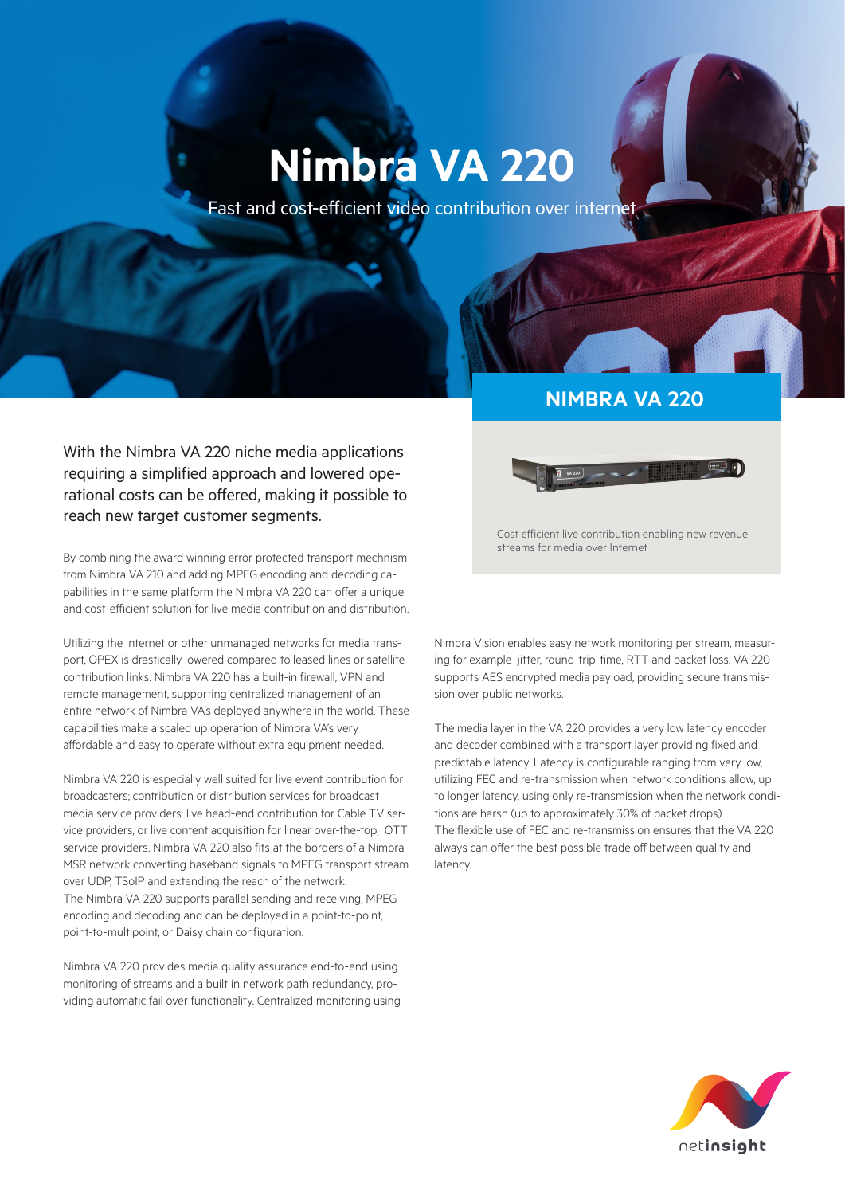# Nimbra VA 220

Fast and cost-efficient video contribution over internet

## NIMBRA VA 220

Cost efficient live contribution enabling new revenue streams for media over Internet

With the Nimbra VA 220 niche media applications requiring a simplified approach and lowered operational costs can be offered, making it possible to reach new target customer segments.

By combining the award winning error protected transport mechnism from Nimbra VA 210 and adding MPEG encoding and decoding capabilities in the same platform the Nimbra VA 220 can offer a unique and cost-efficient solution for live media contribution and distribution.

Utilizing the Internet or other unmanaged networks for media transport, OPEX is drastically lowered compared to leased lines or satellite contribution links. Nimbra VA 220 has a built-in firewall, VPN and remote management, supporting centralized management of an entire network of Nimbra VA's deployed anywhere in the world. These capabilities make a scaled up operation of Nimbra VA's very affordable and easy to operate without extra equipment needed.

Nimbra VA 220 is especially well suited for live event contribution for broadcasters; contribution or distribution services for broadcast media service providers; live head-end contribution for Cable TV service providers, or live content acquisition for linear over-the-top, OTT service providers. Nimbra VA 220 also fits at the borders of a Nimbra MSR network converting baseband signals to MPEG transport stream over UDP, TSoIP and extending the reach of the network.
The Nimbra VA 220 supports parallel sending and receiving, MPEG encoding and decoding and can be deployed in a point-to-point, point-to-multipoint, or Daisy chain configuration.

Nimbra VA 220 provides media quality assurance end-to-end using monitoring of streams and a built in network path redundancy, providing automatic fail over functionality. Centralized monitoring using Nimbra Vision enables easy network monitoring per stream, measuring for example jitter, round-trip-time, RTT and packet loss. VA 220 supports AES encrypted media payload, providing secure transmission over public networks.

The media layer in the VA 220 provides a very low latency encoder and decoder combined with a transport layer providing fixed and predictable latency. Latency is configurable ranging from very low, utilizing FEC and re-transmission when network conditions allow, up to longer latency, using only re-transmission when the network conditions are harsh (up to approximately 30% of packet drops).
The flexible use of FEC and re-transmission ensures that the VA 220 always can offer the best possible trade off between quality and latency.

netinsight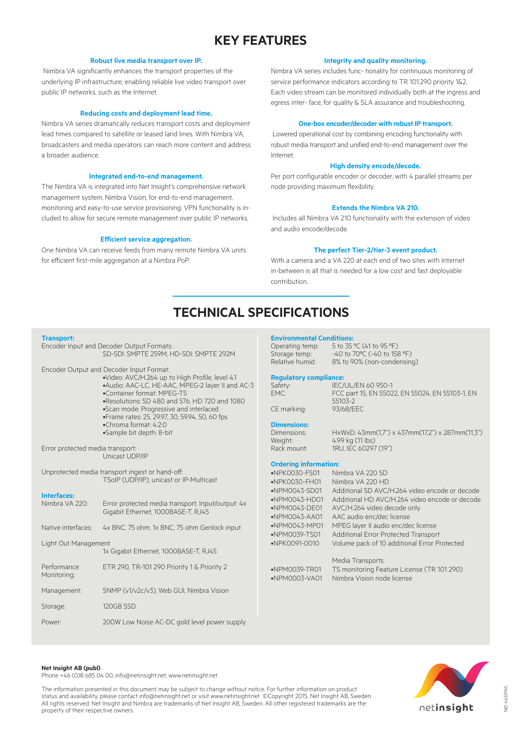# KEY FEATURES

### Robust live media transport over IP.

Nimbra VA significantly enhances the transport properties of the underlying IP infrastructure, enabling reliable live video transport over public IP networks, such as the Internet.

### Reducing costs and deployment lead time.

Nimbra VA series dramatically reduces transport costs and deployment lead times compared to satellite or leased land lines. With Nimbra VA, broadcasters and media operators can reach more content and address a broader audience.

### Integrated end-to-end management.

The Nimbra VA is integrated into Net Insight's comprehensive network management system, Nimbra Vision, for end-to-end management, monitoring and easy-to-use service provisioning. VPN functionality is included to allow for secure remote management over public IP networks.

### Efficient service aggregation.

One Nimbra VA can receive feeds from many remote Nimbra VA units for efficient first-mile aggregation at a Nimbra PoP.

### Integrity and quality monitoring.

Nimbra VA series includes func- tionality for continuous monitoring of service performance indicators according to TR 101.290 priority 1&2. Each video stream can be monitored individually both at the ingress and egress inter- face, for quality & SLA assurance and troubleshooting.

### One-box encoder/decoder with robust IP transport.

Lowered operational cost by combining encoding functionality with robust media transport and unified end-to-end management over the Internet.

### High density encode/decode.

Per port configurable encoder or decoder, with 4 parallel streams per node providing maximum flexibility.

### Extends the Nimbra VA 210.

Includes all Nimbra VA 210 functionality with the extension of video and audio encode/decode.

### The perfect Tier-2/tier-3 event product.

With a camera and a VA 220 at each end of two sites with Internet in-between is all that is needed for a low cost and fast deployable contribution.

# TECHNICAL SPECIFICATIONS

### Transport:

Encoder Input and Decoder Output Formats:
SD-SDI: SMPTE 259M, HD-SDI: SMPTE 292M

Encoder Output and Decoder Input Format:
- Video: AVC/H.264 up to High Profile, level 4.1
- Audio: AAC-LC, HE-AAC, MPEG-2 layer II and AC-3
- Container format: MPEG-TS
- Resolutions: SD 480 and 576. HD 720 and 1080
- Scan mode: Progressive and interlaced
- Frame rates: 25, 29.97, 30, 59.94, 50, 60 fps
- Chroma format: 4:2:0
- Sample bit depth: 8-bit

Error protected media transport:
Unicast UDP/IP

Unprotected media transport ingest or hand-off:
TSoIP (UDP/IP), unicast or IP-Multicast

### Interfaces:

| | |
|---|---|
| Nimbra VA 220: | Error protected media transport, Input/output: 4x Gigabit Ethernet, 1000BASE-T, RJ45 |
| Native interfaces: | 4x BNC, 75 ohm, 1x BNC, 75 ohm Genlock input |
| Light Out Management | 1x Gigabit Ethernet, 1000BASE-T, RJ45 |
| Performance Monitoring: | ETR 290, TR-101 290 Priority 1 & Priority 2 |
| Management: | SNMP (v1/v2c/v3), Web GUI, Nimbra Vision |
| Storage: | 120GB SSD |
| Power: | 200W Low Noise AC-DC gold level power supply |

### Environmental Conditions:

| | |
|---|---|
| Operating temp: | 5 to 35 °C (41 to 95 °F) |
| Storage temp: | -40 to 70°C (-40 to 158 °F) |
| Relative humid: | 8% to 90% (non-condensing) |

### Regulatory compliance:

| | |
|---|---|
| Safety: | IEC/UL/EN 60 950-1 |
| EMC: | FCC part 15, EN 55022, EN 55024, EN 55103-1, EN 55103-2 |
| CE marking: | 93/68/EEC |

### Dimensions:

| | |
|---|---|
| Dimensions: | HxWxD: 43mm(1,7") x 437mm(17,2") x 287mm(11,3") |
| Weight: | 4.99 kg (11 lbs) |
| Rack mount: | 1RU, IEC 60297 (19") |

### Ordering information:

| | |
|---|---|
| •NPK0030-FS01 | Nimbra VA 220 SD |
| •NPK0030-FH01 | Nimbra VA 220 HD |
| •NPM0043-SD01 | Additional SD AVC/H.264 video encode or decode |
| •NPM0043-HD01 | Additional HD AVC/H.264 video encode or decode |
| •NPM0043-DE01 | AVC/H.264 video decode only |
| •NPM0043-AA01 | AAC audio enc/dec license |
| •NPM0043-MP01 | MPEG layer II audio enc/dec license |
| •NPM0039-TS01 | Additional Error Protected Transport |
| •NPK0091-0010 | Volume pack of 10 additional Error Protected Media Transports |
| •NPM0039-TR01 | TS monitoring Feature License (TR 101 290) |
| •NPM0003-VA01 | Nimbra Vision node license |

**Net Insight AB (publ)**
Phone +46 (0)8 685 04 00, info@netinsight.net, www.netinsight.net

The information presented in this document may be subject to change without notice. For further information on product status and availability, please contact info@netinsight.net or visit www.netinsight.net ©Copyright 2015, Net Insight AB, Sweden. All rights reserved. Net Insight and Nimbra are trademarks of Net Insight AB, Sweden. All other registered trademarks are the property of their respective owners.

netinsight

ND 4633PAS